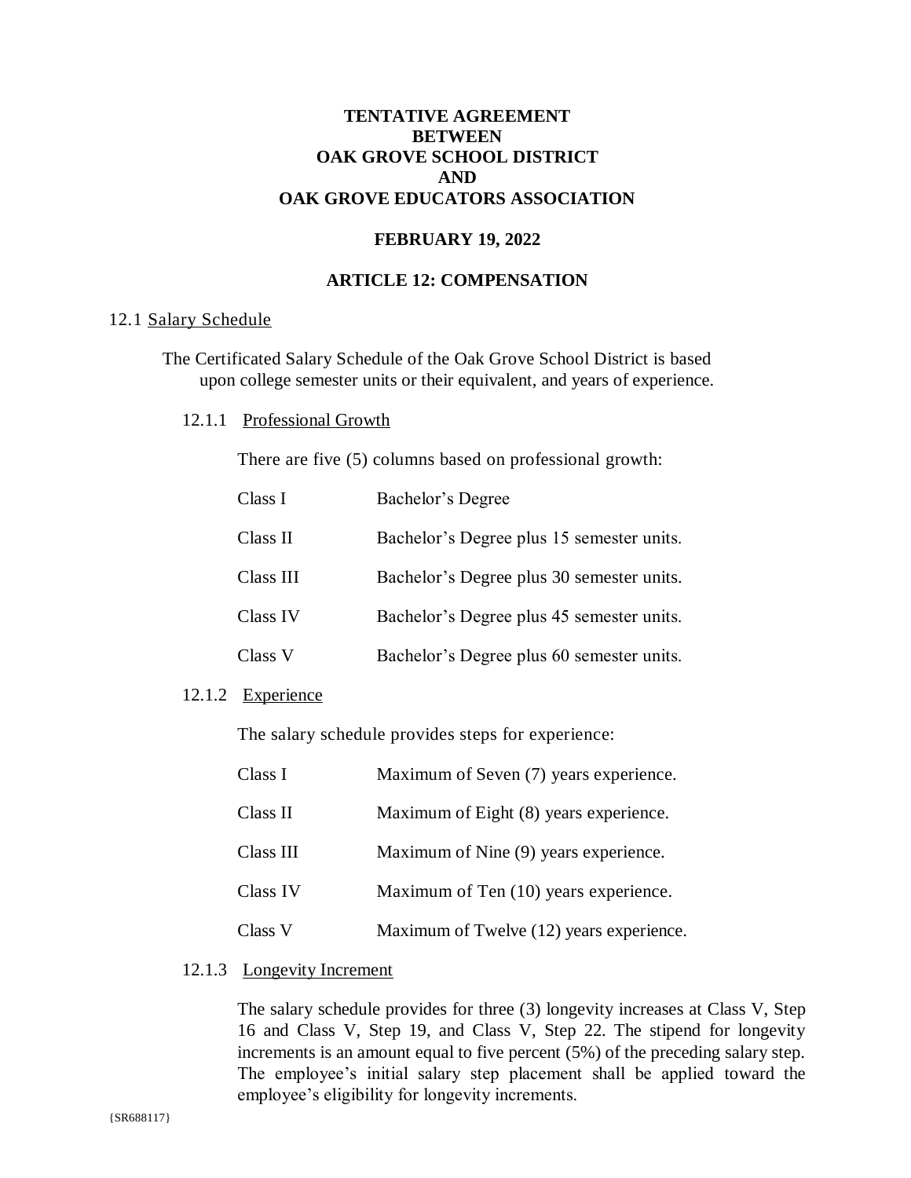# TENTATIVE AGREEMENT BETWEEN OAK GROVE SCHOOL DISTRICT AND OAK GROVE EDUCATORS ASSOCIATION

## FEBRUARY 19, 2022

## ARTICLE 12: COMPENSATION

12.1 Salary Schedule

The Certificated Salary Schedule of the Oak Grove School District is based upon college semester units or their equivalent, and years of experience.

12.1.1 Professional Growth

There are five (5) columns based on professional growth:

| | |
|---|---|
| Class I | Bachelor's Degree |
| Class II | Bachelor's Degree plus 15 semester units. |
| Class III | Bachelor's Degree plus 30 semester units. |
| Class IV | Bachelor's Degree plus 45 semester units. |
| Class V | Bachelor's Degree plus 60 semester units. |

12.1.2 Experience

The salary schedule provides steps for experience:

| | |
|---|---|
| Class I | Maximum of Seven (7) years experience. |
| Class II | Maximum of Eight (8) years experience. |
| Class III | Maximum of Nine (9) years experience. |
| Class IV | Maximum of Ten (10) years experience. |
| Class V | Maximum of Twelve (12) years experience. |

12.1.3 Longevity Increment

The salary schedule provides for three (3) longevity increases at Class V, Step 16 and Class V, Step 19, and Class V, Step 22. The stipend for longevity increments is an amount equal to five percent (5%) of the preceding salary step. The employee's initial salary step placement shall be applied toward the employee's eligibility for longevity increments.

{SR688117}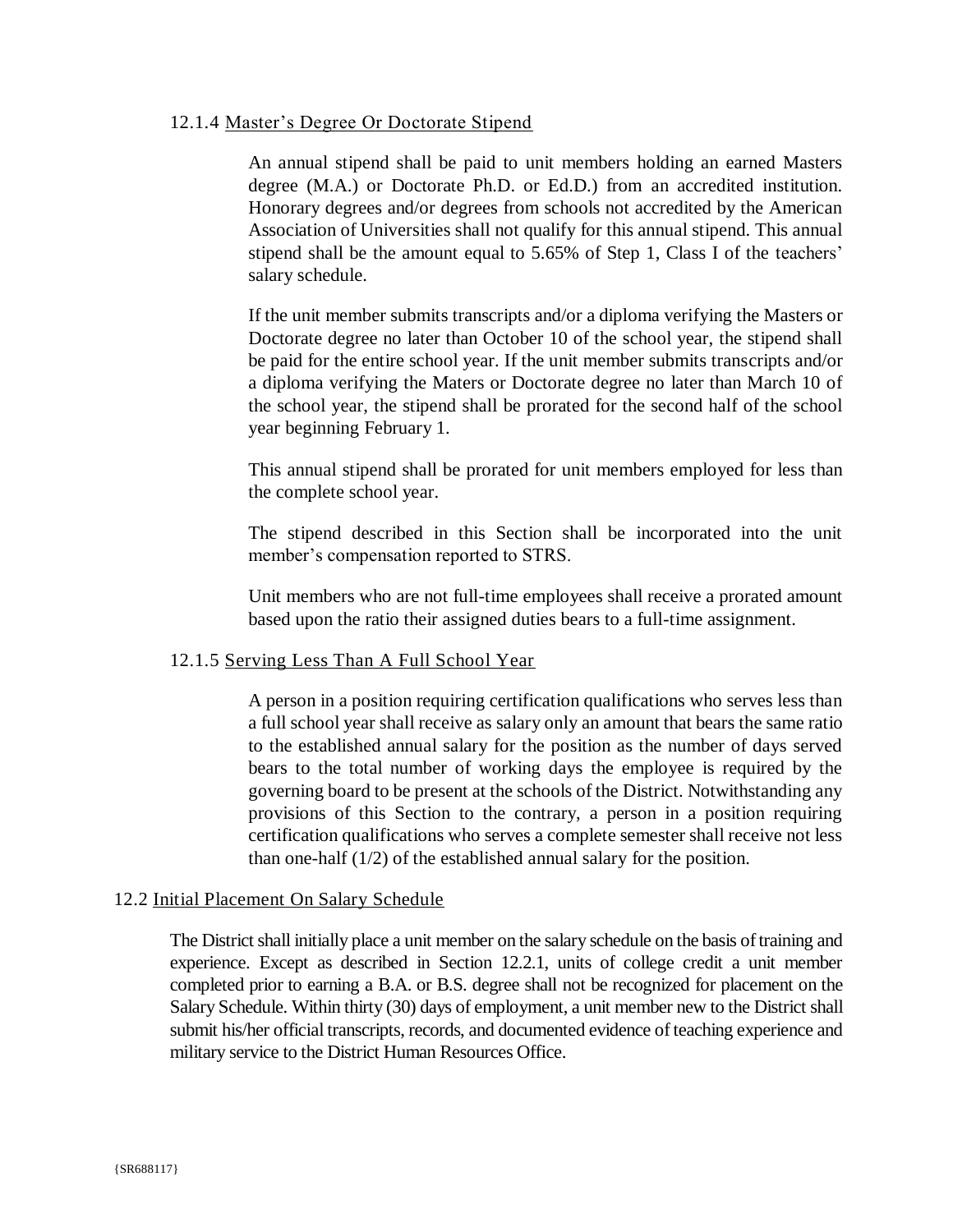#### 12.1.4 Master's Degree Or Doctorate Stipend

An annual stipend shall be paid to unit members holding an earned Masters degree (M.A.) or Doctorate Ph.D. or Ed.D.) from an accredited institution. Honorary degrees and/or degrees from schools not accredited by the American Association of Universities shall not qualify for this annual stipend. This annual stipend shall be the amount equal to 5.65% of Step 1, Class I of the teachers' salary schedule.

If the unit member submits transcripts and/or a diploma verifying the Masters or Doctorate degree no later than October 10 of the school year, the stipend shall be paid for the entire school year. If the unit member submits transcripts and/or a diploma verifying the Maters or Doctorate degree no later than March 10 of the school year, the stipend shall be prorated for the second half of the school year beginning February 1.

This annual stipend shall be prorated for unit members employed for less than the complete school year.

The stipend described in this Section shall be incorporated into the unit member's compensation reported to STRS.

Unit members who are not full-time employees shall receive a prorated amount based upon the ratio their assigned duties bears to a full-time assignment.

#### 12.1.5 Serving Less Than A Full School Year

A person in a position requiring certification qualifications who serves less than a full school year shall receive as salary only an amount that bears the same ratio to the established annual salary for the position as the number of days served bears to the total number of working days the employee is required by the governing board to be present at the schools of the District. Notwithstanding any provisions of this Section to the contrary, a person in a position requiring certification qualifications who serves a complete semester shall receive not less than one-half (1/2) of the established annual salary for the position.

### 12.2 Initial Placement On Salary Schedule

The District shall initially place a unit member on the salary schedule on the basis of training and experience. Except as described in Section 12.2.1, units of college credit a unit member completed prior to earning a B.A. or B.S. degree shall not be recognized for placement on the Salary Schedule. Within thirty (30) days of employment, a unit member new to the District shall submit his/her official transcripts, records, and documented evidence of teaching experience and military service to the District Human Resources Office.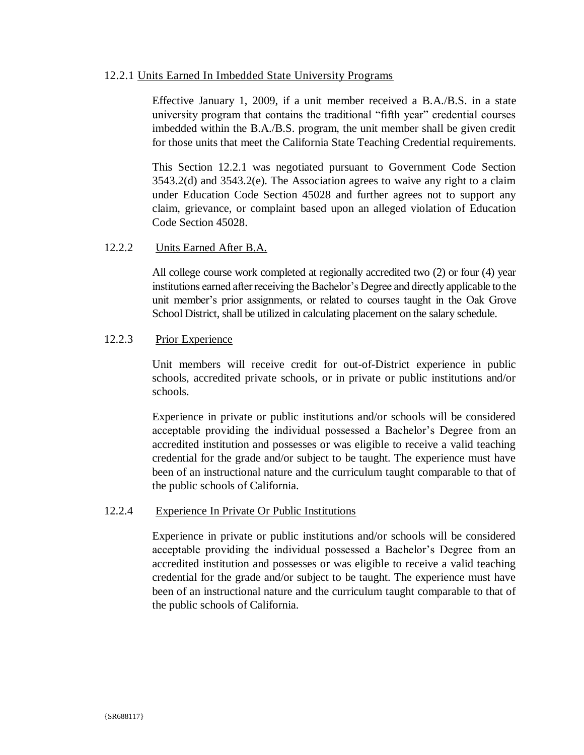#### 12.2.1 Units Earned In Imbedded State University Programs

Effective January 1, 2009, if a unit member received a B.A./B.S. in a state university program that contains the traditional "fifth year" credential courses imbedded within the B.A./B.S. program, the unit member shall be given credit for those units that meet the California State Teaching Credential requirements.

This Section 12.2.1 was negotiated pursuant to Government Code Section 3543.2(d) and 3543.2(e). The Association agrees to waive any right to a claim under Education Code Section 45028 and further agrees not to support any claim, grievance, or complaint based upon an alleged violation of Education Code Section 45028.

#### 12.2.2 Units Earned After B.A.

All college course work completed at regionally accredited two (2) or four (4) year institutions earned after receiving the Bachelor's Degree and directly applicable to the unit member's prior assignments, or related to courses taught in the Oak Grove School District, shall be utilized in calculating placement on the salary schedule.

#### 12.2.3 Prior Experience

Unit members will receive credit for out-of-District experience in public schools, accredited private schools, or in private or public institutions and/or schools.

Experience in private or public institutions and/or schools will be considered acceptable providing the individual possessed a Bachelor's Degree from an accredited institution and possesses or was eligible to receive a valid teaching credential for the grade and/or subject to be taught. The experience must have been of an instructional nature and the curriculum taught comparable to that of the public schools of California.

#### 12.2.4 Experience In Private Or Public Institutions

Experience in private or public institutions and/or schools will be considered acceptable providing the individual possessed a Bachelor's Degree from an accredited institution and possesses or was eligible to receive a valid teaching credential for the grade and/or subject to be taught. The experience must have been of an instructional nature and the curriculum taught comparable to that of the public schools of California.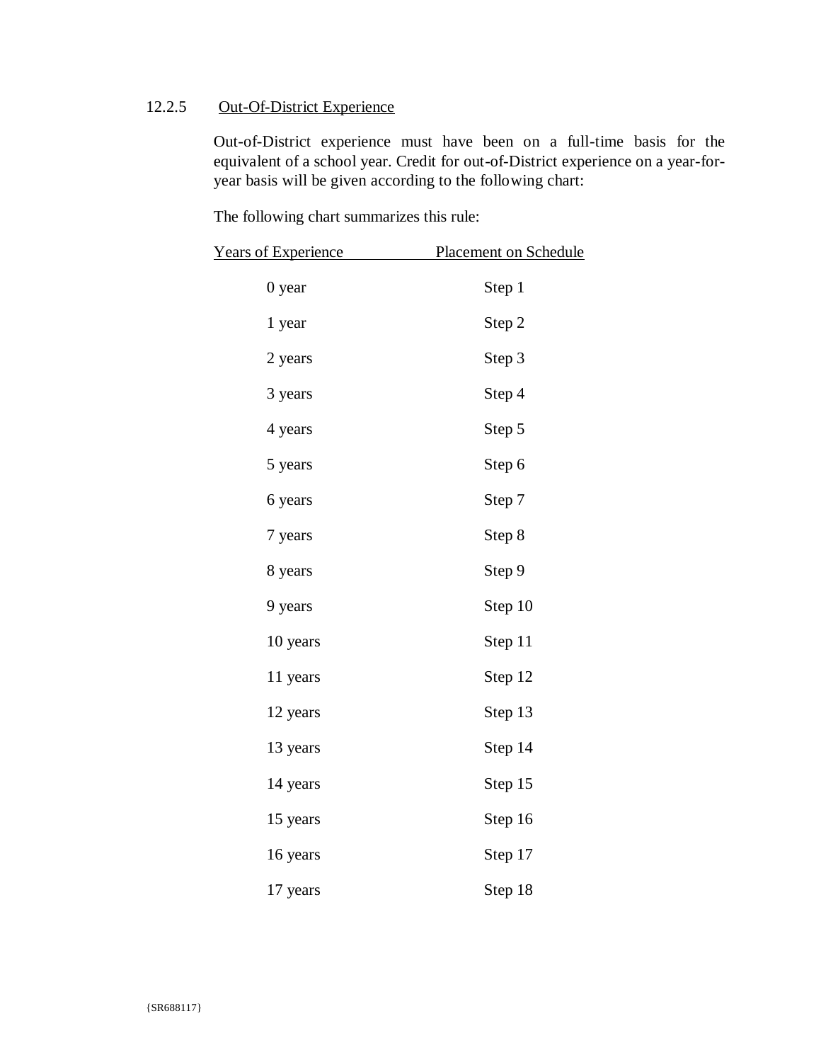### 12.2.5 Out-Of-District Experience

Out-of-District experience must have been on a full-time basis for the equivalent of a school year. Credit for out-of-District experience on a year-for-year basis will be given according to the following chart:

The following chart summarizes this rule:

| Years of Experience | Placement on Schedule |
|---|---|
| 0 year | Step 1 |
| 1 year | Step 2 |
| 2 years | Step 3 |
| 3 years | Step 4 |
| 4 years | Step 5 |
| 5 years | Step 6 |
| 6 years | Step 7 |
| 7 years | Step 8 |
| 8 years | Step 9 |
| 9 years | Step 10 |
| 10 years | Step 11 |
| 11 years | Step 12 |
| 12 years | Step 13 |
| 13 years | Step 14 |
| 14 years | Step 15 |
| 15 years | Step 16 |
| 16 years | Step 17 |
| 17 years | Step 18 |

{SR688117}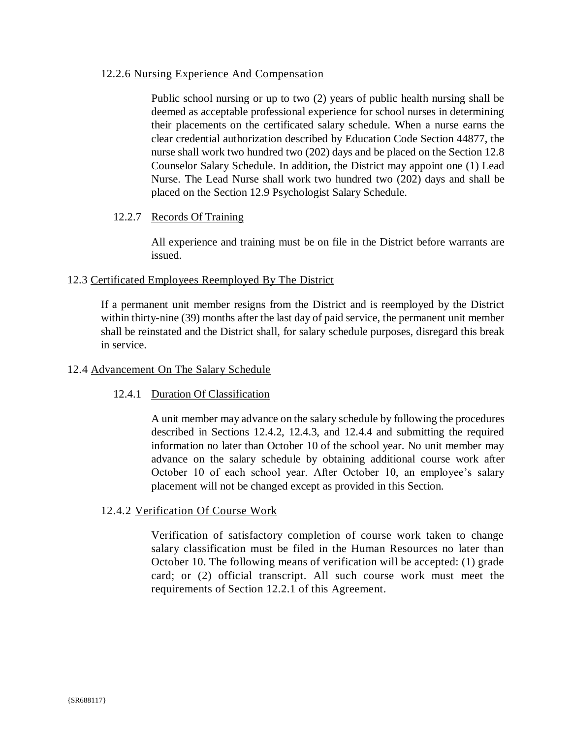#### 12.2.6 Nursing Experience And Compensation

Public school nursing or up to two (2) years of public health nursing shall be deemed as acceptable professional experience for school nurses in determining their placements on the certificated salary schedule. When a nurse earns the clear credential authorization described by Education Code Section 44877, the nurse shall work two hundred two (202) days and be placed on the Section 12.8 Counselor Salary Schedule. In addition, the District may appoint one (1) Lead Nurse. The Lead Nurse shall work two hundred two (202) days and shall be placed on the Section 12.9 Psychologist Salary Schedule.

#### 12.2.7 Records Of Training

All experience and training must be on file in the District before warrants are issued.

### 12.3 Certificated Employees Reemployed By The District

If a permanent unit member resigns from the District and is reemployed by the District within thirty-nine (39) months after the last day of paid service, the permanent unit member shall be reinstated and the District shall, for salary schedule purposes, disregard this break in service.

### 12.4 Advancement On The Salary Schedule

#### 12.4.1 Duration Of Classification

A unit member may advance on the salary schedule by following the procedures described in Sections 12.4.2, 12.4.3, and 12.4.4 and submitting the required information no later than October 10 of the school year. No unit member may advance on the salary schedule by obtaining additional course work after October 10 of each school year. After October 10, an employee's salary placement will not be changed except as provided in this Section.

#### 12.4.2 Verification Of Course Work

Verification of satisfactory completion of course work taken to change salary classification must be filed in the Human Resources no later than October 10. The following means of verification will be accepted: (1) grade card; or (2) official transcript. All such course work must meet the requirements of Section 12.2.1 of this Agreement.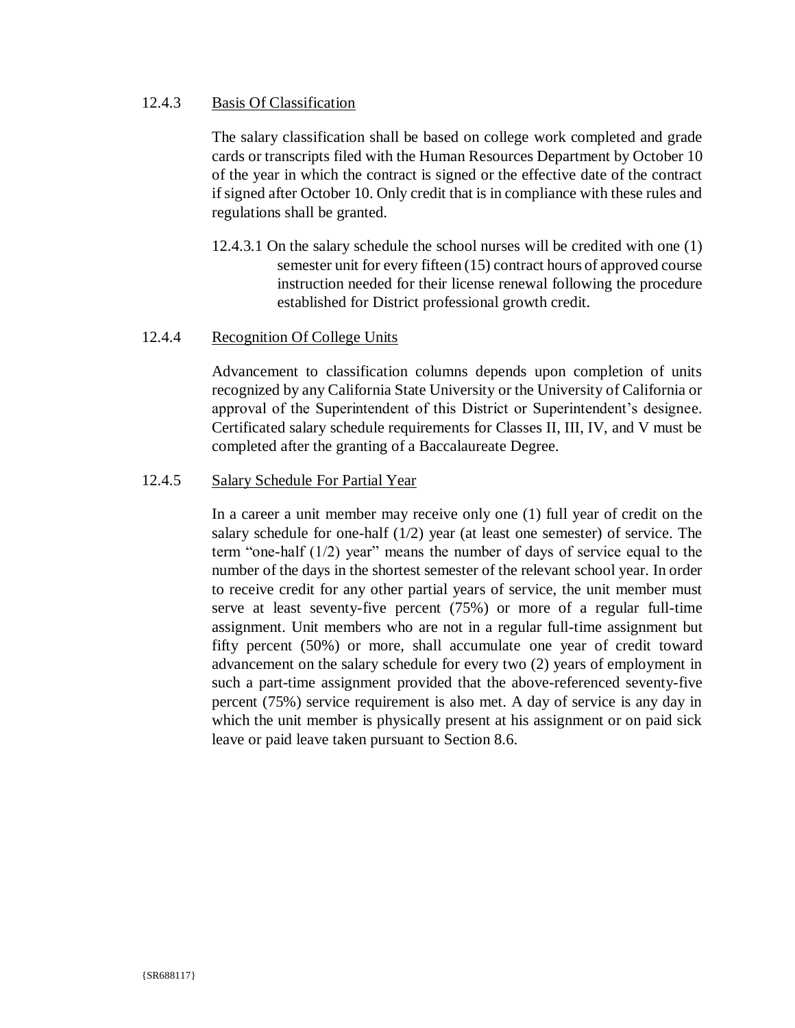12.4.3 <u>Basis Of Classification</u>

The salary classification shall be based on college work completed and grade cards or transcripts filed with the Human Resources Department by October 10 of the year in which the contract is signed or the effective date of the contract if signed after October 10. Only credit that is in compliance with these rules and regulations shall be granted.

12.4.3.1 On the salary schedule the school nurses will be credited with one (1) semester unit for every fifteen (15) contract hours of approved course instruction needed for their license renewal following the procedure established for District professional growth credit.

12.4.4 <u>Recognition Of College Units</u>

Advancement to classification columns depends upon completion of units recognized by any California State University or the University of California or approval of the Superintendent of this District or Superintendent's designee. Certificated salary schedule requirements for Classes II, III, IV, and V must be completed after the granting of a Baccalaureate Degree.

12.4.5 <u>Salary Schedule For Partial Year</u>

In a career a unit member may receive only one (1) full year of credit on the salary schedule for one-half (1/2) year (at least one semester) of service. The term "one-half (1/2) year" means the number of days of service equal to the number of the days in the shortest semester of the relevant school year. In order to receive credit for any other partial years of service, the unit member must serve at least seventy-five percent (75%) or more of a regular full-time assignment. Unit members who are not in a regular full-time assignment but fifty percent (50%) or more, shall accumulate one year of credit toward advancement on the salary schedule for every two (2) years of employment in such a part-time assignment provided that the above-referenced seventy-five percent (75%) service requirement is also met. A day of service is any day in which the unit member is physically present at his assignment or on paid sick leave or paid leave taken pursuant to Section 8.6.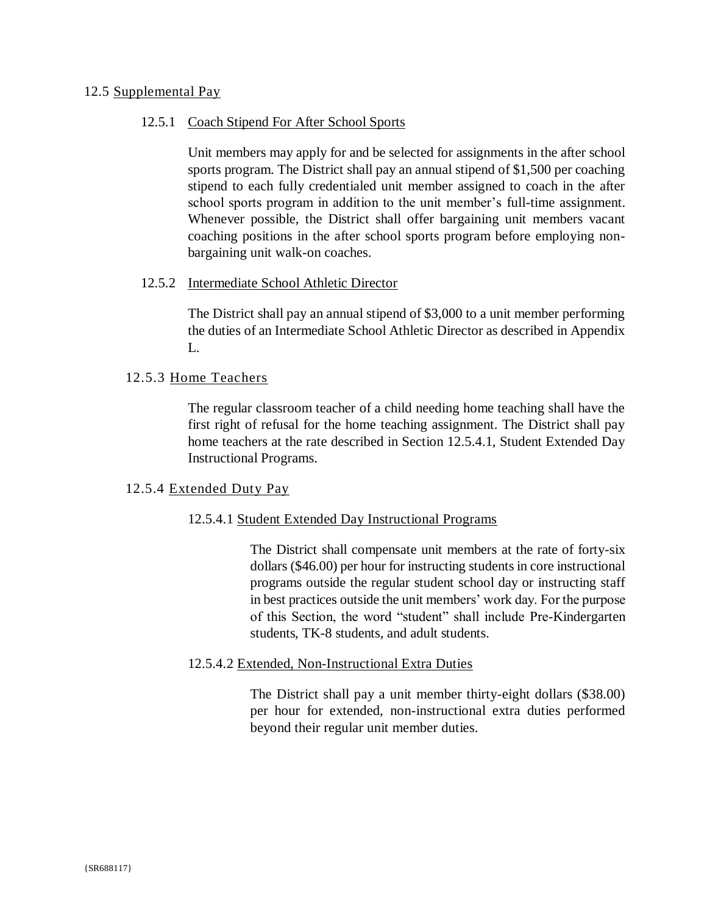## 12.5 Supplemental Pay

### 12.5.1 Coach Stipend For After School Sports

Unit members may apply for and be selected for assignments in the after school sports program. The District shall pay an annual stipend of $1,500 per coaching stipend to each fully credentialed unit member assigned to coach in the after school sports program in addition to the unit member's full-time assignment. Whenever possible, the District shall offer bargaining unit members vacant coaching positions in the after school sports program before employing non-bargaining unit walk-on coaches.

### 12.5.2 Intermediate School Athletic Director

The District shall pay an annual stipend of $3,000 to a unit member performing the duties of an Intermediate School Athletic Director as described in Appendix L.

### 12.5.3 Home Teachers

The regular classroom teacher of a child needing home teaching shall have the first right of refusal for the home teaching assignment. The District shall pay home teachers at the rate described in Section 12.5.4.1, Student Extended Day Instructional Programs.

### 12.5.4 Extended Duty Pay

#### 12.5.4.1 Student Extended Day Instructional Programs

The District shall compensate unit members at the rate of forty-six dollars ($46.00) per hour for instructing students in core instructional programs outside the regular student school day or instructing staff in best practices outside the unit members' work day. For the purpose of this Section, the word "student" shall include Pre-Kindergarten students, TK-8 students, and adult students.

#### 12.5.4.2 Extended, Non-Instructional Extra Duties

The District shall pay a unit member thirty-eight dollars ($38.00) per hour for extended, non-instructional extra duties performed beyond their regular unit member duties.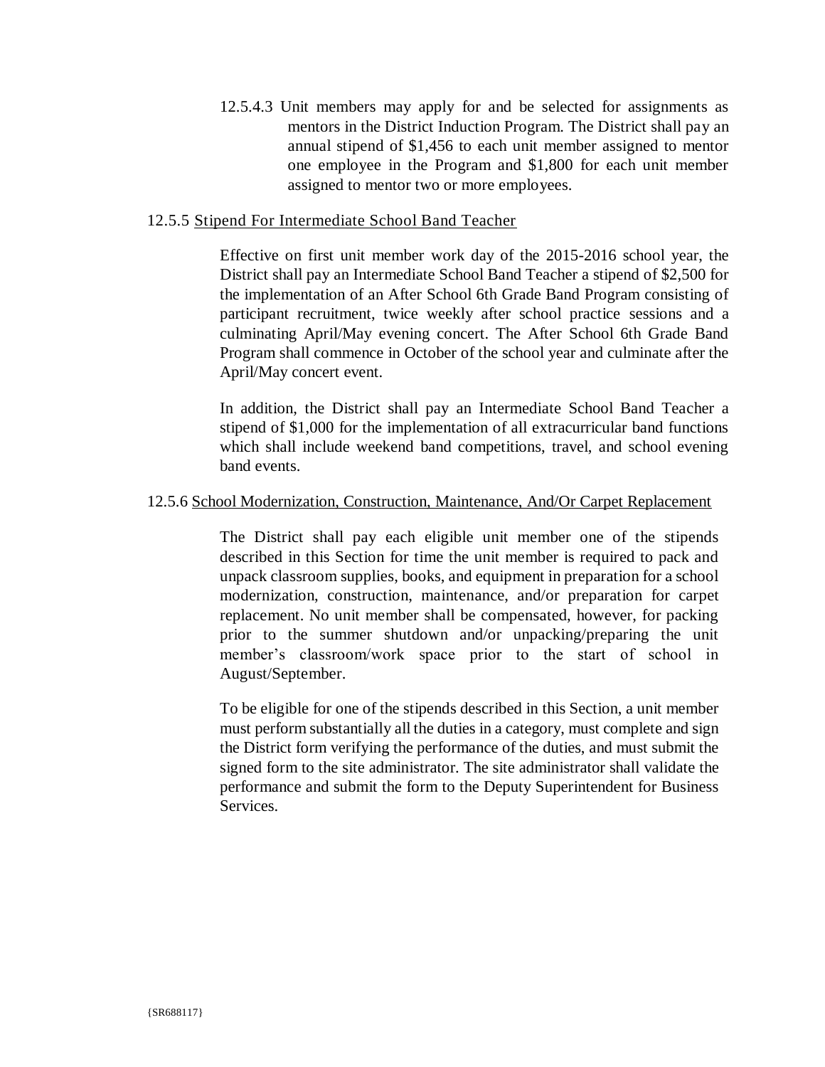12.5.4.3 Unit members may apply for and be selected for assignments as mentors in the District Induction Program. The District shall pay an annual stipend of $1,456 to each unit member assigned to mentor one employee in the Program and $1,800 for each unit member assigned to mentor two or more employees.

12.5.5 Stipend For Intermediate School Band Teacher

Effective on first unit member work day of the 2015-2016 school year, the District shall pay an Intermediate School Band Teacher a stipend of $2,500 for the implementation of an After School 6th Grade Band Program consisting of participant recruitment, twice weekly after school practice sessions and a culminating April/May evening concert. The After School 6th Grade Band Program shall commence in October of the school year and culminate after the April/May concert event.

In addition, the District shall pay an Intermediate School Band Teacher a stipend of $1,000 for the implementation of all extracurricular band functions which shall include weekend band competitions, travel, and school evening band events.

12.5.6 School Modernization, Construction, Maintenance, And/Or Carpet Replacement

The District shall pay each eligible unit member one of the stipends described in this Section for time the unit member is required to pack and unpack classroom supplies, books, and equipment in preparation for a school modernization, construction, maintenance, and/or preparation for carpet replacement. No unit member shall be compensated, however, for packing prior to the summer shutdown and/or unpacking/preparing the unit member's classroom/work space prior to the start of school in August/September.

To be eligible for one of the stipends described in this Section, a unit member must perform substantially all the duties in a category, must complete and sign the District form verifying the performance of the duties, and must submit the signed form to the site administrator. The site administrator shall validate the performance and submit the form to the Deputy Superintendent for Business Services.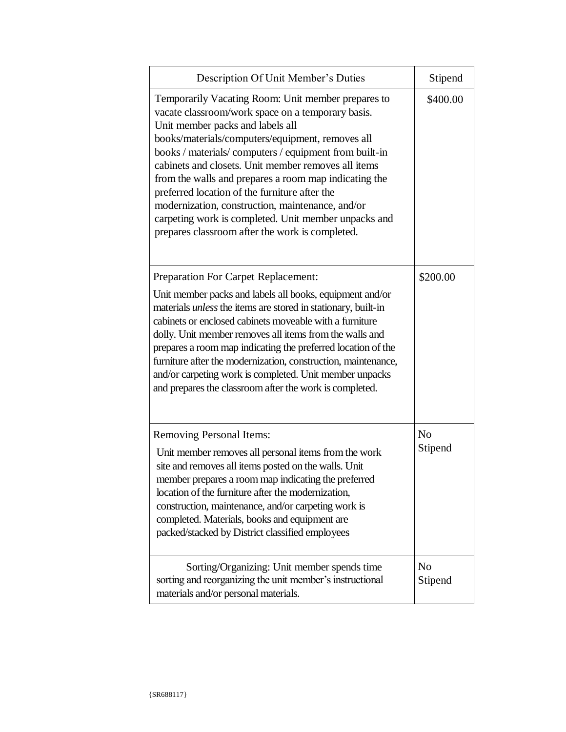| Description Of Unit Member's Duties | Stipend |
|---|---|
| Temporarily Vacating Room: Unit member prepares to vacate classroom/work space on a temporary basis. Unit member packs and labels all books/materials/computers/equipment, removes all books / materials/ computers / equipment from built-in cabinets and closets. Unit member removes all items from the walls and prepares a room map indicating the preferred location of the furniture after the modernization, construction, maintenance, and/or carpeting work is completed. Unit member unpacks and prepares classroom after the work is completed. | $400.00 |
| Preparation For Carpet Replacement: Unit member packs and labels all books, equipment and/or materials *unless* the items are stored in stationary, built-in cabinets or enclosed cabinets moveable with a furniture dolly. Unit member removes all items from the walls and prepares a room map indicating the preferred location of the furniture after the modernization, construction, maintenance, and/or carpeting work is completed. Unit member unpacks and prepares the classroom after the work is completed. | $200.00 |
| Removing Personal Items: Unit member removes all personal items from the work site and removes all items posted on the walls. Unit member prepares a room map indicating the preferred location of the furniture after the modernization, construction, maintenance, and/or carpeting work is completed. Materials, books and equipment are packed/stacked by District classified employees | No Stipend |
| Sorting/Organizing: Unit member spends time sorting and reorganizing the unit member's instructional materials and/or personal materials. | No Stipend |

{SR688117}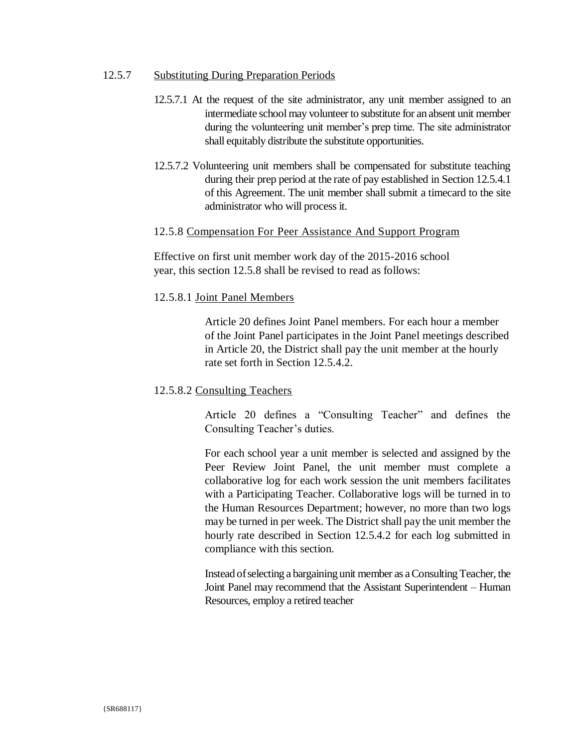12.5.7 Substituting During Preparation Periods

12.5.7.1 At the request of the site administrator, any unit member assigned to an intermediate school may volunteer to substitute for an absent unit member during the volunteering unit member's prep time. The site administrator shall equitably distribute the substitute opportunities.

12.5.7.2 Volunteering unit members shall be compensated for substitute teaching during their prep period at the rate of pay established in Section 12.5.4.1 of this Agreement. The unit member shall submit a timecard to the site administrator who will process it.

12.5.8 Compensation For Peer Assistance And Support Program

Effective on first unit member work day of the 2015-2016 school year, this section 12.5.8 shall be revised to read as follows:

12.5.8.1 Joint Panel Members

Article 20 defines Joint Panel members. For each hour a member of the Joint Panel participates in the Joint Panel meetings described in Article 20, the District shall pay the unit member at the hourly rate set forth in Section 12.5.4.2.

12.5.8.2 Consulting Teachers

Article 20 defines a "Consulting Teacher" and defines the Consulting Teacher's duties.

For each school year a unit member is selected and assigned by the Peer Review Joint Panel, the unit member must complete a collaborative log for each work session the unit members facilitates with a Participating Teacher. Collaborative logs will be turned in to the Human Resources Department; however, no more than two logs may be turned in per week. The District shall pay the unit member the hourly rate described in Section 12.5.4.2 for each log submitted in compliance with this section.

Instead of selecting a bargaining unit member as a Consulting Teacher, the Joint Panel may recommend that the Assistant Superintendent – Human Resources, employ a retired teacher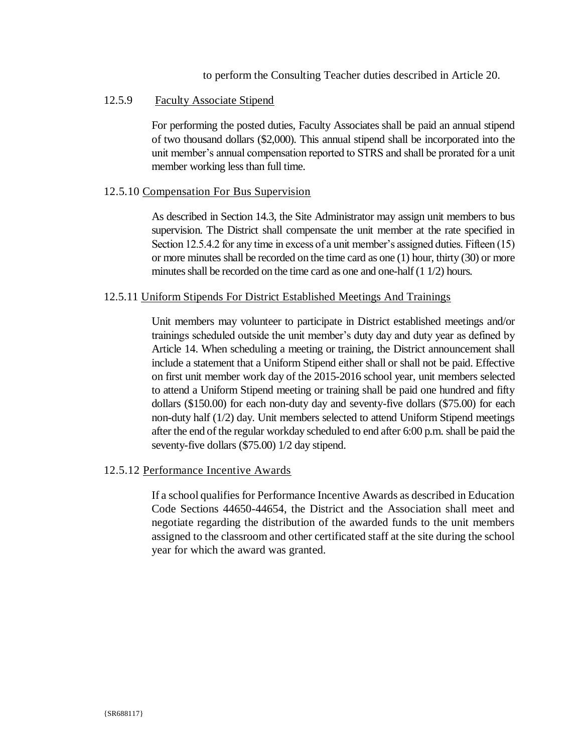to perform the Consulting Teacher duties described in Article 20.

12.5.9 Faculty Associate Stipend

For performing the posted duties, Faculty Associates shall be paid an annual stipend of two thousand dollars ($2,000). This annual stipend shall be incorporated into the unit member's annual compensation reported to STRS and shall be prorated for a unit member working less than full time.

12.5.10 Compensation For Bus Supervision

As described in Section 14.3, the Site Administrator may assign unit members to bus supervision. The District shall compensate the unit member at the rate specified in Section 12.5.4.2 for any time in excess of a unit member's assigned duties. Fifteen (15) or more minutes shall be recorded on the time card as one (1) hour, thirty (30) or more minutes shall be recorded on the time card as one and one-half (1 1/2) hours.

12.5.11 Uniform Stipends For District Established Meetings And Trainings

Unit members may volunteer to participate in District established meetings and/or trainings scheduled outside the unit member's duty day and duty year as defined by Article 14. When scheduling a meeting or training, the District announcement shall include a statement that a Uniform Stipend either shall or shall not be paid. Effective on first unit member work day of the 2015-2016 school year, unit members selected to attend a Uniform Stipend meeting or training shall be paid one hundred and fifty dollars ($150.00) for each non-duty day and seventy-five dollars ($75.00) for each non-duty half (1/2) day. Unit members selected to attend Uniform Stipend meetings after the end of the regular workday scheduled to end after 6:00 p.m. shall be paid the seventy-five dollars ($75.00) 1/2 day stipend.

12.5.12 Performance Incentive Awards

If a school qualifies for Performance Incentive Awards as described in Education Code Sections 44650-44654, the District and the Association shall meet and negotiate regarding the distribution of the awarded funds to the unit members assigned to the classroom and other certificated staff at the site during the school year for which the award was granted.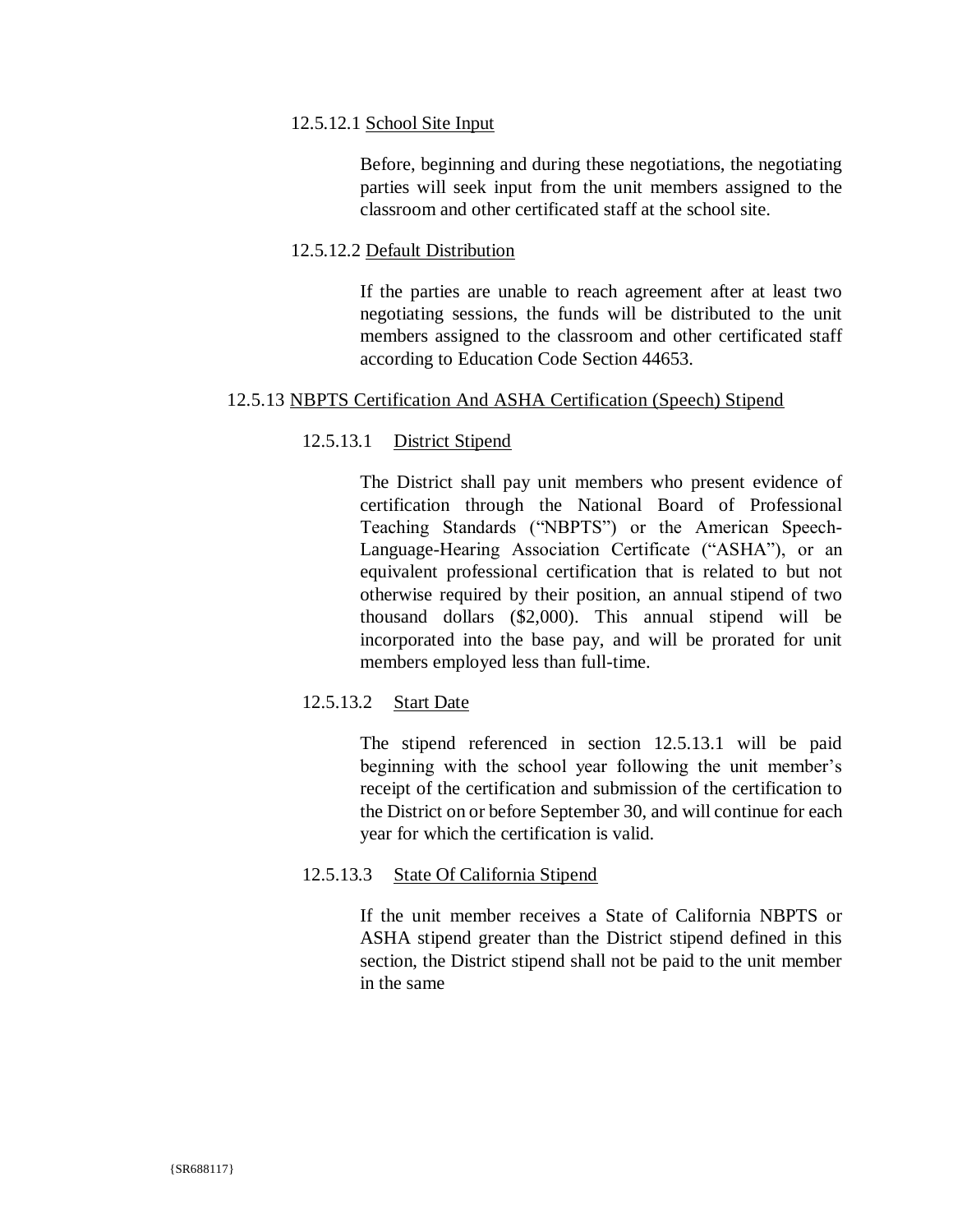12.5.12.1 <u>School Site Input</u>

Before, beginning and during these negotiations, the negotiating parties will seek input from the unit members assigned to the classroom and other certificated staff at the school site.

12.5.12.2 <u>Default Distribution</u>

If the parties are unable to reach agreement after at least two negotiating sessions, the funds will be distributed to the unit members assigned to the classroom and other certificated staff according to Education Code Section 44653.

12.5.13 <u>NBPTS Certification And ASHA Certification (Speech) Stipend</u>

12.5.13.1 <u>District Stipend</u>

The District shall pay unit members who present evidence of certification through the National Board of Professional Teaching Standards ("NBPTS") or the American Speech-Language-Hearing Association Certificate ("ASHA"), or an equivalent professional certification that is related to but not otherwise required by their position, an annual stipend of two thousand dollars ($2,000). This annual stipend will be incorporated into the base pay, and will be prorated for unit members employed less than full-time.

12.5.13.2 <u>Start Date</u>

The stipend referenced in section 12.5.13.1 will be paid beginning with the school year following the unit member's receipt of the certification and submission of the certification to the District on or before September 30, and will continue for each year for which the certification is valid.

12.5.13.3 <u>State Of California Stipend</u>

If the unit member receives a State of California NBPTS or ASHA stipend greater than the District stipend defined in this section, the District stipend shall not be paid to the unit member in the same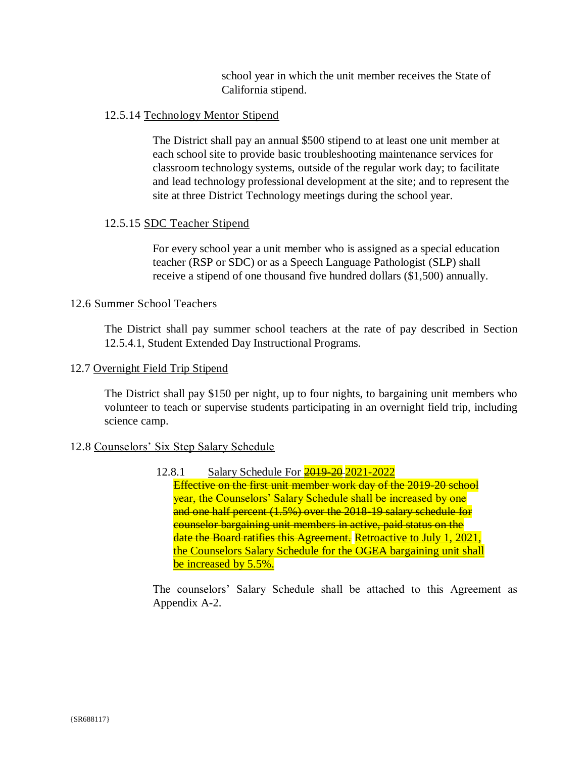school year in which the unit member receives the State of California stipend.

12.5.14 Technology Mentor Stipend

The District shall pay an annual $500 stipend to at least one unit member at each school site to provide basic troubleshooting maintenance services for classroom technology systems, outside of the regular work day; to facilitate and lead technology professional development at the site; and to represent the site at three District Technology meetings during the school year.

12.5.15 SDC Teacher Stipend

For every school year a unit member who is assigned as a special education teacher (RSP or SDC) or as a Speech Language Pathologist (SLP) shall receive a stipend of one thousand five hundred dollars ($1,500) annually.

12.6 Summer School Teachers

The District shall pay summer school teachers at the rate of pay described in Section 12.5.4.1, Student Extended Day Instructional Programs.

12.7 Overnight Field Trip Stipend

The District shall pay $150 per night, up to four nights, to bargaining unit members who volunteer to teach or supervise students participating in an overnight field trip, including science camp.

12.8 Counselors' Six Step Salary Schedule

12.8.1 Salary Schedule For ~~2019-20~~ 2021-2022

~~Effective on the first unit member work day of the 2019-20 school year, the Counselors' Salary Schedule shall be increased by one and one half percent (1.5%) over the 2018-19 salary schedule for counselor bargaining unit members in active, paid status on the date the Board ratifies this Agreement.~~ Retroactive to July 1, 2021, the Counselors Salary Schedule for the ~~OGEA~~ bargaining unit shall be increased by 5.5%.

The counselors' Salary Schedule shall be attached to this Agreement as Appendix A-2.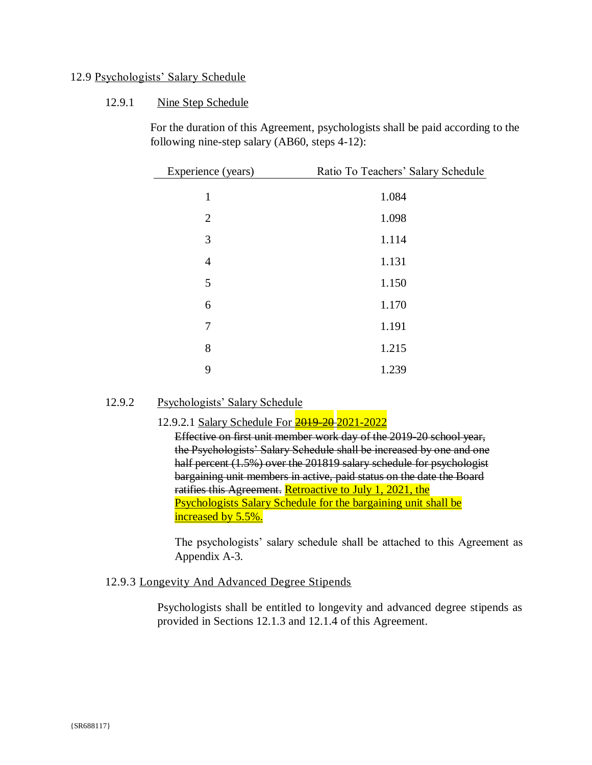12.9 Psychologists' Salary Schedule

12.9.1 Nine Step Schedule

For the duration of this Agreement, psychologists shall be paid according to the following nine-step salary (AB60, steps 4-12):

| Experience (years) | Ratio To Teachers' Salary Schedule |
| --- | --- |
| 1 | 1.084 |
| 2 | 1.098 |
| 3 | 1.114 |
| 4 | 1.131 |
| 5 | 1.150 |
| 6 | 1.170 |
| 7 | 1.191 |
| 8 | 1.215 |
| 9 | 1.239 |

12.9.2 Psychologists' Salary Schedule

12.9.2.1 Salary Schedule For ~~2019-20~~ 2021-2022

~~Effective on first unit member work day of the 2019-20 school year, the Psychologists' Salary Schedule shall be increased by one and one half percent (1.5%) over the 201819 salary schedule for psychologist bargaining unit members in active, paid status on the date the Board ratifies this Agreement.~~ Retroactive to July 1, 2021, the Psychologists Salary Schedule for the bargaining unit shall be increased by 5.5%.

The psychologists' salary schedule shall be attached to this Agreement as Appendix A-3.

12.9.3 Longevity And Advanced Degree Stipends

Psychologists shall be entitled to longevity and advanced degree stipends as provided in Sections 12.1.3 and 12.1.4 of this Agreement.

{SR688117}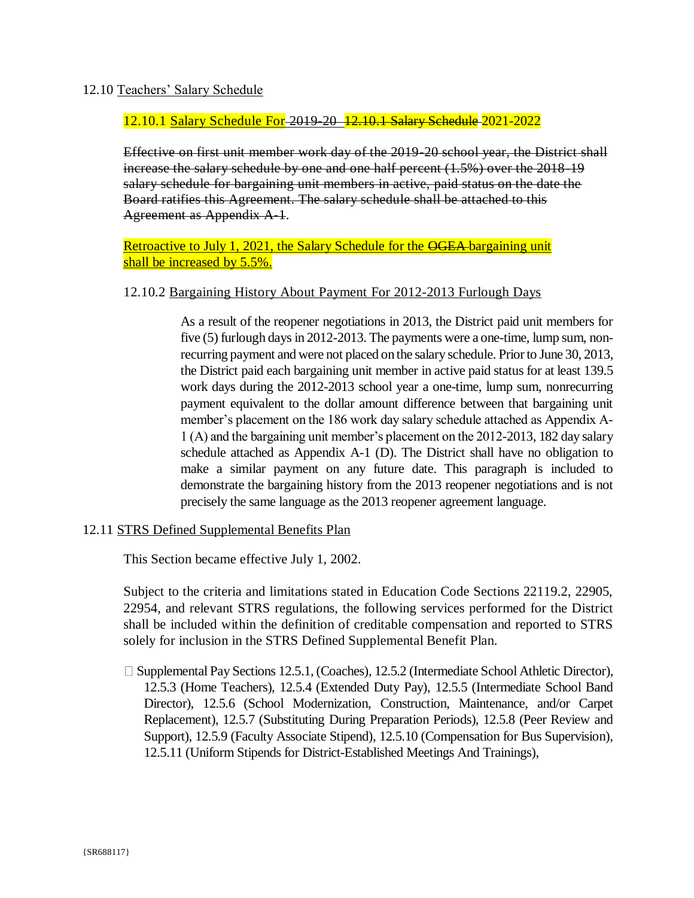12.10 Teachers' Salary Schedule

12.10.1 Salary Schedule For ~~2019-20~~ ~~12.10.1 Salary Schedule~~ 2021-2022

~~Effective on first unit member work day of the 2019-20 school year, the District shall increase the salary schedule by one and one half percent (1.5%) over the 2018-19 salary schedule for bargaining unit members in active, paid status on the date the Board ratifies this Agreement. The salary schedule shall be attached to this Agreement as Appendix A-1.~~

Retroactive to July 1, 2021, the Salary Schedule for the ~~OGEA~~ bargaining unit shall be increased by 5.5%.

12.10.2 Bargaining History About Payment For 2012-2013 Furlough Days

As a result of the reopener negotiations in 2013, the District paid unit members for five (5) furlough days in 2012-2013. The payments were a one-time, lump sum, non-recurring payment and were not placed on the salary schedule. Prior to June 30, 2013, the District paid each bargaining unit member in active paid status for at least 139.5 work days during the 2012-2013 school year a one-time, lump sum, nonrecurring payment equivalent to the dollar amount difference between that bargaining unit member's placement on the 186 work day salary schedule attached as Appendix A-1 (A) and the bargaining unit member's placement on the 2012-2013, 182 day salary schedule attached as Appendix A-1 (D). The District shall have no obligation to make a similar payment on any future date. This paragraph is included to demonstrate the bargaining history from the 2013 reopener negotiations and is not precisely the same language as the 2013 reopener agreement language.

12.11 STRS Defined Supplemental Benefits Plan

This Section became effective July 1, 2002.

Subject to the criteria and limitations stated in Education Code Sections 22119.2, 22905, 22954, and relevant STRS regulations, the following services performed for the District shall be included within the definition of creditable compensation and reported to STRS solely for inclusion in the STRS Defined Supplemental Benefit Plan.

- Supplemental Pay Sections 12.5.1, (Coaches), 12.5.2 (Intermediate School Athletic Director), 12.5.3 (Home Teachers), 12.5.4 (Extended Duty Pay), 12.5.5 (Intermediate School Band Director), 12.5.6 (School Modernization, Construction, Maintenance, and/or Carpet Replacement), 12.5.7 (Substituting During Preparation Periods), 12.5.8 (Peer Review and Support), 12.5.9 (Faculty Associate Stipend), 12.5.10 (Compensation for Bus Supervision), 12.5.11 (Uniform Stipends for District-Established Meetings And Trainings),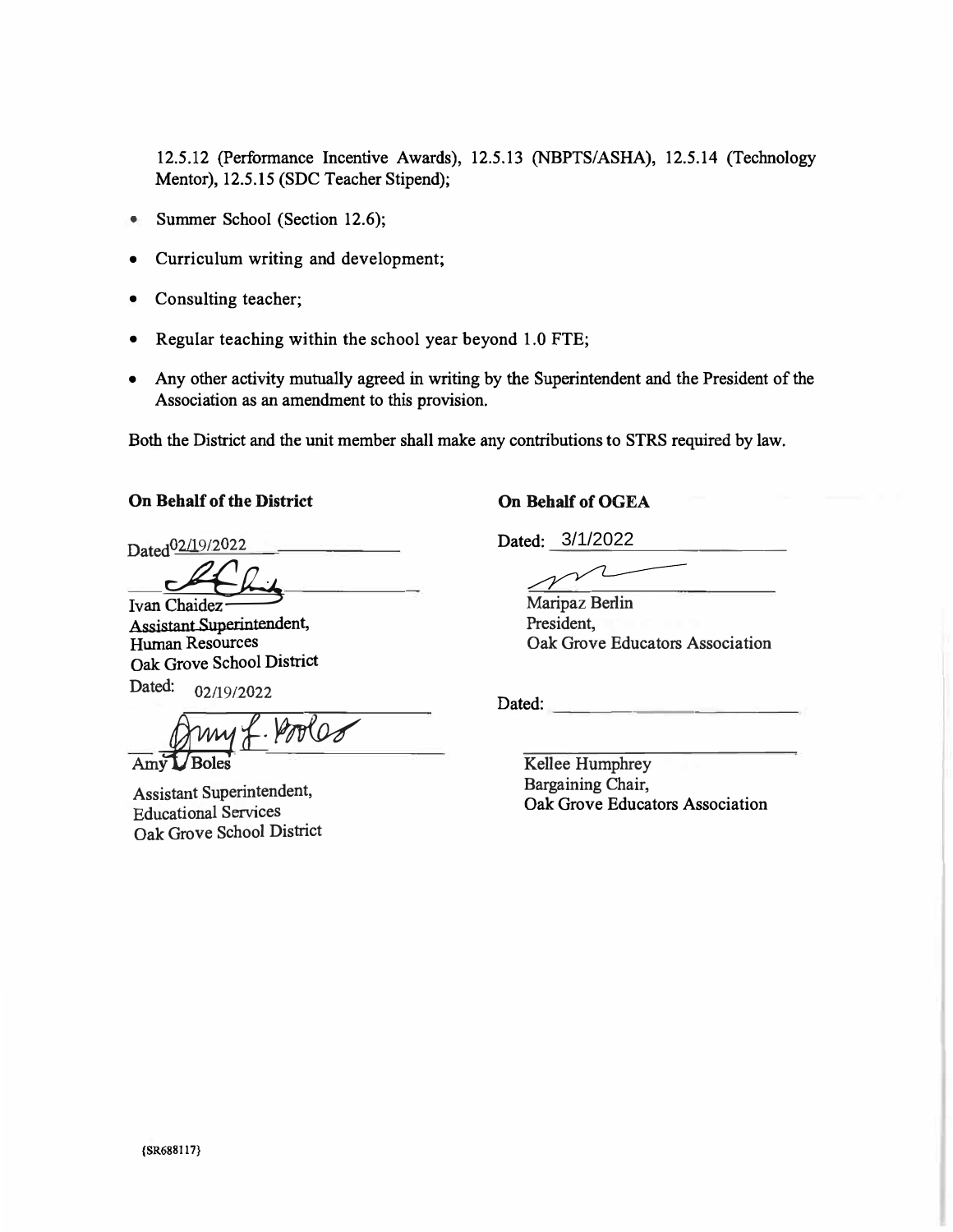12.5.12 (Performance Incentive Awards), 12.5.13 (NBPTS/ASHA), 12.5.14 (Technology Mentor), 12.5.15 (SDC Teacher Stipend);

- Summer School (Section 12.6);
- Curriculum writing and development;
- Consulting teacher;
- Regular teaching within the school year beyond 1.0 FTE;
- Any other activity mutually agreed in writing by the Superintendent and the President of the Association as an amendment to this provision.

Both the District and the unit member shall make any contributions to STRS required by law.

**On Behalf of the District**

Dated 02/19/2022

Ivan Chaidez
Assistant Superintendent,
Human Resources
Oak Grove School District

Dated: 02/19/2022

Amy L Boles
Assistant Superintendent,
Educational Services
Oak Grove School District

**On Behalf of OGEA**

Dated: 3/1/2022

Maripaz Berlin
President,
Oak Grove Educators Association

Dated: \_\_\_\_\_\_\_\_\_\_

Kellee Humphrey
Bargaining Chair,
Oak Grove Educators Association

{SR688117}